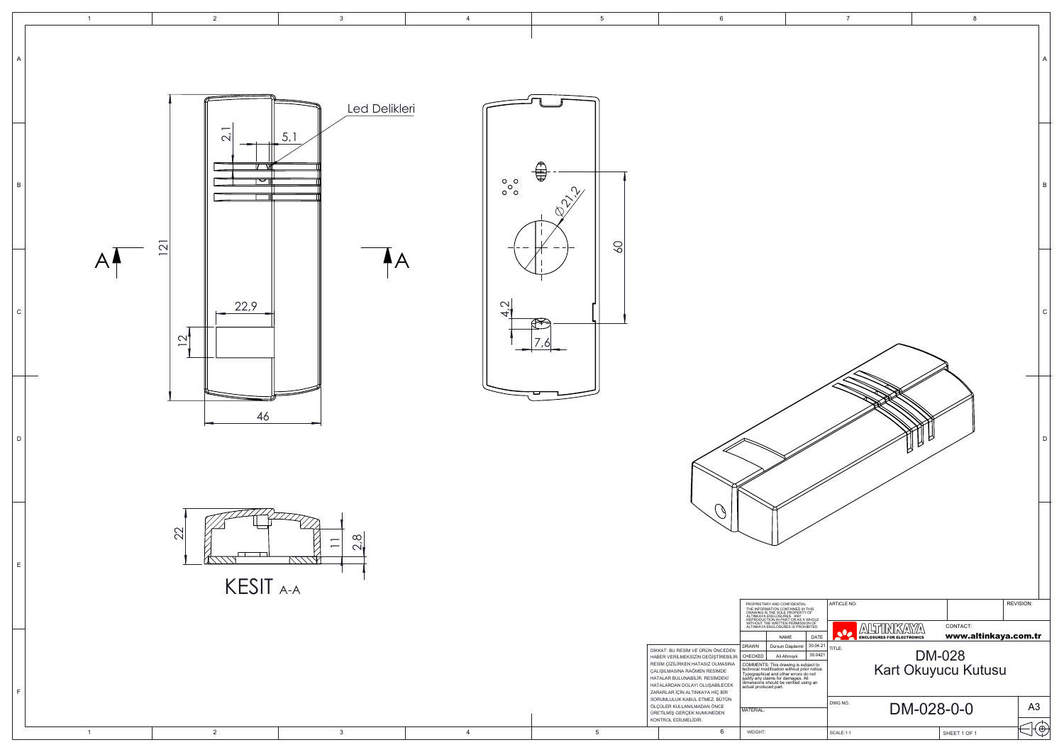Led Delikleri

2,1

5,1

121

22,9

12

46

A

A

Ø21,2

60

4,2

7,6

22

11

2,8

KESIT A-A

DİKKAT: BU RESİM VE ÜRÜN ÖNCEDEN HABER VERİLMEKSİZİN DEĞİŞTİRİLEBİLİR. RESİM ÇİZİLİRKEN HATASIZ OLMASINA ÇALIŞILMASINA RAĞMEN RESİMDE HATALAR BULUNABİLİR. RESİMDEKİ HATALARDAN DOLAYI OLUŞABİLECEK ZARARLAR İÇİN ALTINKAYA HİÇ BİR SORUMLULUK KABUL ETMEZ. BÜTÜN ÖLÇÜLER KULLANILMADAN ÖNCE ÜRETİLMİŞ GERÇEK NUMUNEDEN KONTROL EDİLMELİDİR.

PROPRIETARY AND CONFIDENTIAL
THE INFORMATION CONTAINED IN THIS DRAWING IS THE SOLE PROPERTY OF ALTINKAYA ENCLOSURES. ANY REPRODUCTION IN PART OR AS A WHOLE WITHOUT THE WRITTEN PERMISSION OF ALTINKAYA ENCLOSURES IS PROHIBITED.

| | NAME | DATE |
|---|---|---|
| DRAWN | Dursun Daşdemir | 30.04.21 |
| CHECKED | Ali Altınışık | 30.0421 |

COMMENTS: This drawing is subject to technical modification without prior notice. Typographical and other errors do not justify any claims for damages. All dimensions should be verified using an actual produced part.

MATERIAL:

WEIGHT:

ARTICLE NO:

REVISION:

ALTINKAYA ENCLOSURES FOR ELECTRONICS

CONTACT: www.altinkaya.com.tr

TITLE:

DM-028
Kart Okuyucu Kutusu

DWG NO. DM-028-0-0

A3

SCALE:1:1

SHEET 1 OF 1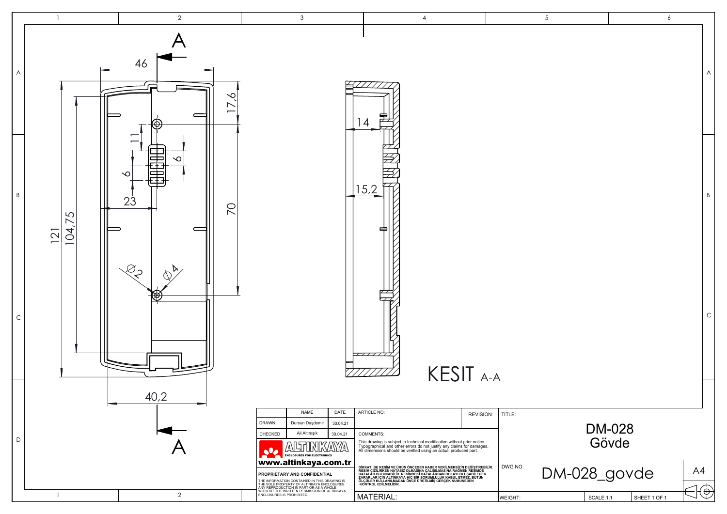A

46

17,6

11

6

6

23

70

121

104,75

Ø2

Ø4

40,2

A

14

15,2

KESIT A-A

| | NAME | DATE |
|---|---|---|
| DRAWN | Dursun Daşdemir | 30.04.21 |
| CHECKED | Ali Altınışık | 30.04.21 |

ALTINKAYA
ENCLOSURES FOR ELECTRONICS

www.altinkaya.com.tr

**PROPRIETARY AND CONFIDENTIAL**

THE INFORMATION CONTAINED IN THIS DRAWING IS THE SOLE PROPERTY OF ALTINKAYA ENCLOSURES. ANY REPRODUCTION IN PART OR AS A WHOLE WITHOUT THE WRITTEN PERMISSION OF ALTINKAYA ENCLOSURES IS PROHIBITED.

ARTICLE NO:

REVISION:

COMMENTS:

This drawing is subject to technical modification without prior notice. Typographical and other errors do not justify any claims for damages. All dimensions should be verified using an actual produced part.

**DİKKAT: BU RESİM VE ÜRÜN ÖNCEDEN HABER VERİLMEKSİZİN DEĞİŞTİREBİLİR. RESİM ÇİZİLİRKEN HATASIZ OLMASINA ÇALIŞILMASINA RAĞMEN RESİMDE HATALAR BULUNABİLİR. RESİMDEKİ HATALARDAN DOLAYI OLUŞABİLECEK ZARARLAR İÇİN ALTINKAYA HİÇ BİR SORUMLULUK KABUL ETMEZ. BÜTÜN ÖLÇÜLER KULLANILMADAN ÖNCE ÜRETİLMİŞ GERÇEK NUMUNEDEN KONTROL EDİLMELİDİR.**

MATERIAL:

TITLE:

DM-028
Gövde

DWG NO.

DM-028_govde

A4

WEIGHT:

SCALE:1:1

SHEET 1 OF 1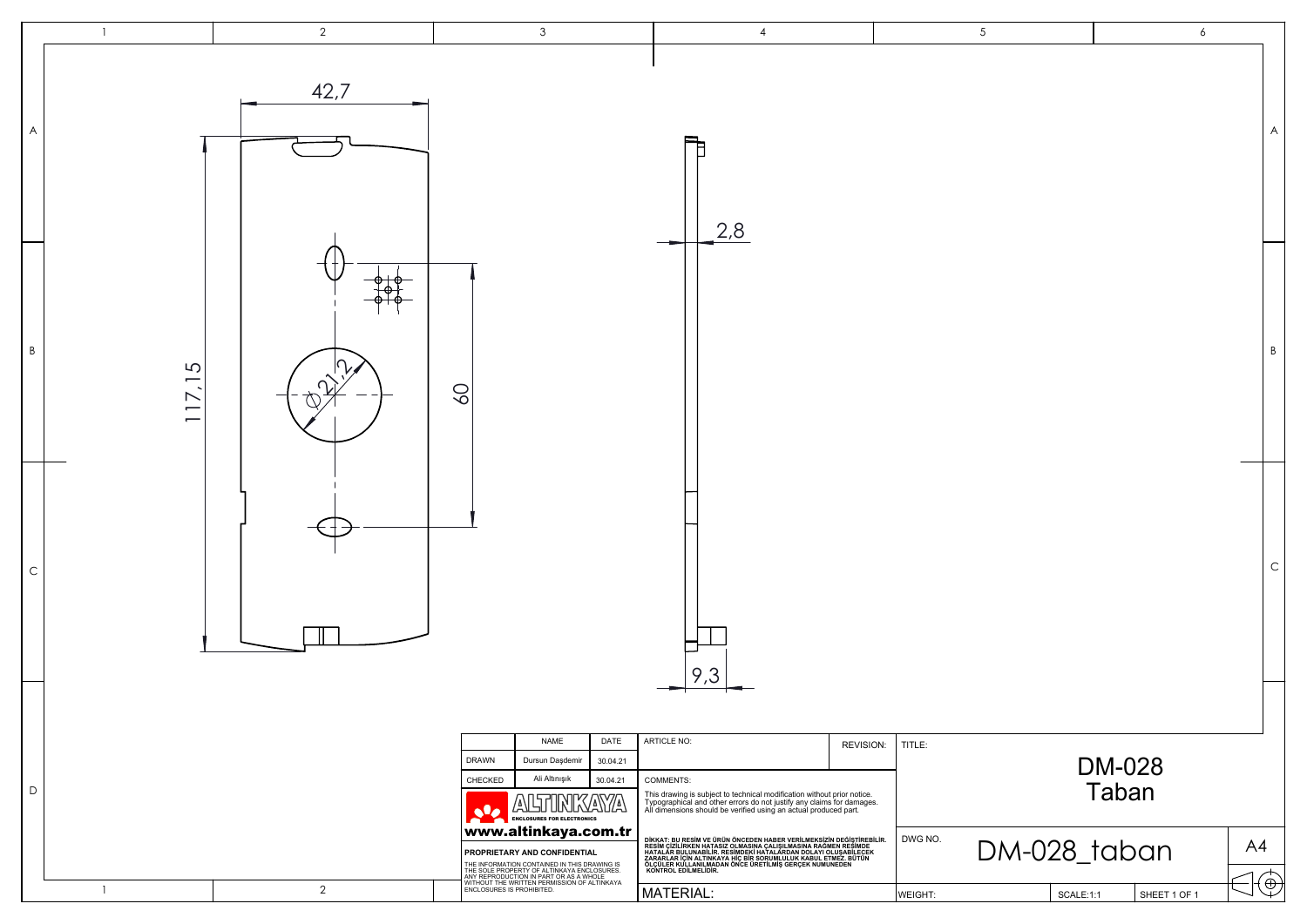42,7

117,15

⌀21,2

60

2,8

9,3

| | NAME | DATE |
|---|---|---|
| DRAWN | Dursun Daşdemir | 30.04.21 |
| CHECKED | Ali Altınışık | 30.04.21 |

ALTINKAYA
ENCLOSURES FOR ELECTRONICS
www.altinkaya.com.tr

**PROPRIETARY AND CONFIDENTIAL**

THE INFORMATION CONTAINED IN THIS DRAWING IS THE SOLE PROPERTY OF ALTINKAYA ENCLOSURES. ANY REPRODUCTION IN PART OR AS A WHOLE WITHOUT THE WRITTEN PERMISSION OF ALTINKAYA ENCLOSURES IS PROHIBITED.

ARTICLE NO:

REVISION:

COMMENTS:

This drawing is subject to technical modification without prior notice. Typographical and other errors do not justify any claims for damages. All dimensions should be verified using an actual produced part.

**DİKKAT: BU RESİM VE ÜRÜN ÖNCEDEN HABER VERİLMEKSİZİN DEĞİŞTİREBİLİR. RESİM ÇİZİLİRKEN HATASIZ OLMASINA ÇALIŞILMASINA RAĞMEN RESİMDE HATALAR BULUNABİLİR. RESİMDEKİ HATALARDAN DOLAYI OLUŞABİLECEK ZARARLAR İÇİN ALTINKAYA HİÇ BİR SORUMLULUK KABUL ETMEZ. BÜTÜN ÖLÇÜLER KULLANILMADAN ÖNCE ÜRETİLMİŞ GERÇEK NUMUNEDEN KONTROL EDİLMELİDİR.**

MATERIAL:

TITLE:

DM-028
Taban

DWG NO.

DM-028_taban

A4

WEIGHT:

SCALE:1:1

SHEET 1 OF 1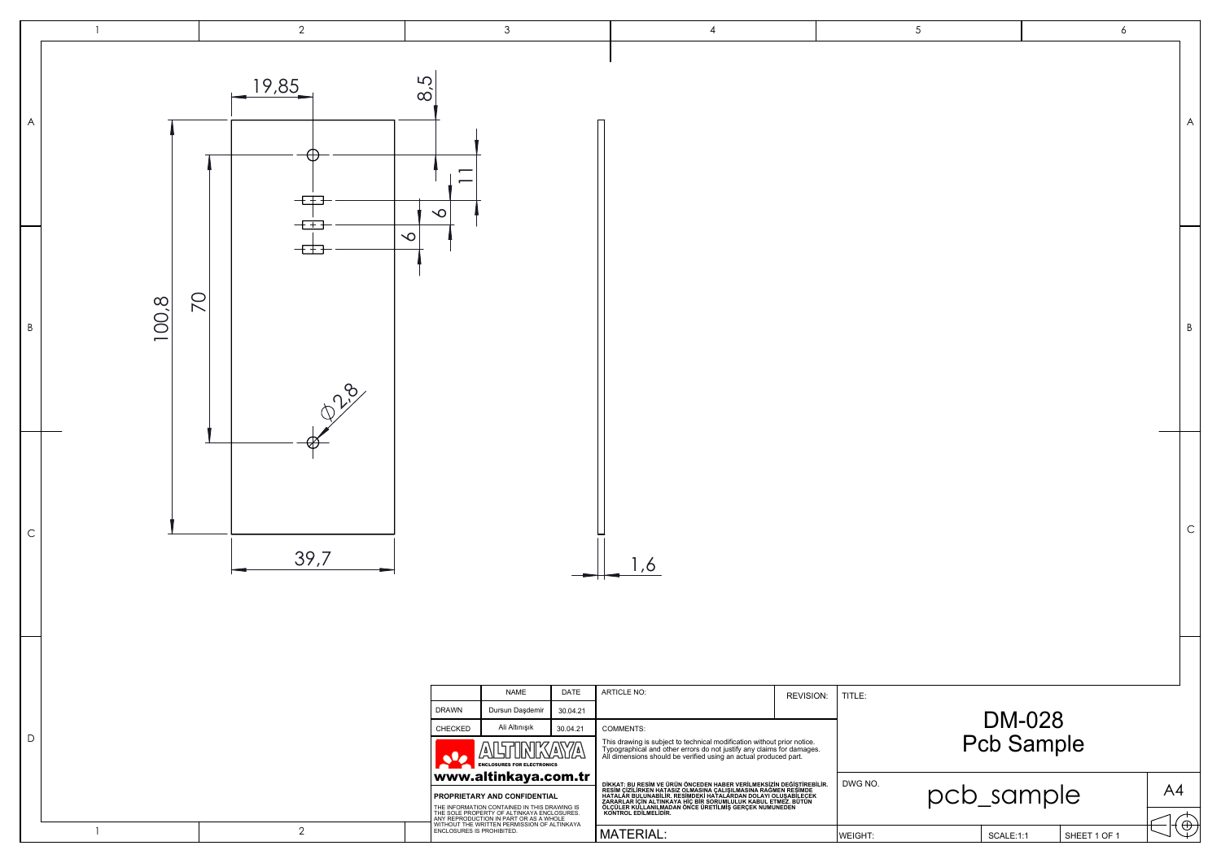19,85

8,5

11

6

6

100,8

70

∅2,8

39,7

1,6

| | NAME | DATE |
|---|---|---|
| DRAWN | Dursun Daşdemir | 30.04.21 |
| CHECKED | Ali Altınışık | 30.04.21 |

ALTINKAYA
ENCLOSURES FOR ELECTRONICS
www.altinkaya.com.tr

**PROPRIETARY AND CONFIDENTIAL**

THE INFORMATION CONTAINED IN THIS DRAWING IS THE SOLE PROPERTY OF ALTINKAYA ENCLOSURES. ANY REPRODUCTION IN PART OR AS A WHOLE WITHOUT THE WRITTEN PERMISSION OF ALTINKAYA ENCLOSURES IS PROHIBITED.

ARTICLE NO:

REVISION:

COMMENTS:

This drawing is subject to technical modification without prior notice. Typographical and other errors do not justify any claims for damages. All dimensions should be verified using an actual produced part.

**DİKKAT: BU RESİM VE ÜRÜN ÖNCEDEN HABER VERİLMEKSİZİN DEĞİŞTİREBİLİR. RESİM ÇİZİLİRKEN HATASIZ OLMASINA ÇALIŞILMASINA RAĞMEN RESİMDE HATALAR BULUNABİLİR. RESİMDEKİ HATALARDAN DOLAYI OLUŞABİLECEK ZARARLAR İÇİN ALTINKAYA HİÇ BİR SORUMLULUK KABUL ETMEZ. BÜTÜN ÖLÇÜLER KULLANILMADAN ÖNCE ÜRETİLMİŞ GERÇEK NUMUNEDEN KONTROL EDİLMELİDİR.**

MATERIAL:

TITLE:

DM-028
Pcb Sample

DWG NO.

pcb_sample

A4

WEIGHT:

SCALE:1:1

SHEET 1 OF 1